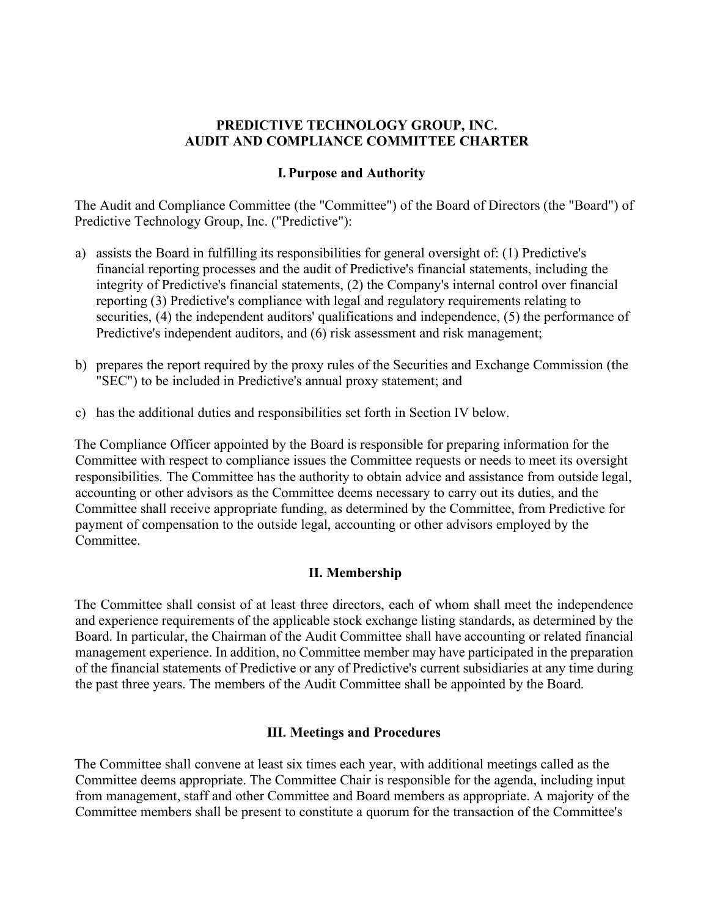# PREDICTIVE TECHNOLOGY GROUP, INC.
# AUDIT AND COMPLIANCE COMMITTEE CHARTER

## I. Purpose and Authority

The Audit and Compliance Committee (the "Committee") of the Board of Directors (the "Board") of Predictive Technology Group, Inc. ("Predictive"):

a) assists the Board in fulfilling its responsibilities for general oversight of: (1) Predictive's financial reporting processes and the audit of Predictive's financial statements, including the integrity of Predictive's financial statements, (2) the Company's internal control over financial reporting (3) Predictive's compliance with legal and regulatory requirements relating to securities, (4) the independent auditors' qualifications and independence, (5) the performance of Predictive's independent auditors, and (6) risk assessment and risk management;

b) prepares the report required by the proxy rules of the Securities and Exchange Commission (the "SEC") to be included in Predictive's annual proxy statement; and

c) has the additional duties and responsibilities set forth in Section IV below.

The Compliance Officer appointed by the Board is responsible for preparing information for the Committee with respect to compliance issues the Committee requests or needs to meet its oversight responsibilities. The Committee has the authority to obtain advice and assistance from outside legal, accounting or other advisors as the Committee deems necessary to carry out its duties, and the Committee shall receive appropriate funding, as determined by the Committee, from Predictive for payment of compensation to the outside legal, accounting or other advisors employed by the Committee.

## II. Membership

The Committee shall consist of at least three directors, each of whom shall meet the independence and experience requirements of the applicable stock exchange listing standards, as determined by the Board. In particular, the Chairman of the Audit Committee shall have accounting or related financial management experience. In addition, no Committee member may have participated in the preparation of the financial statements of Predictive or any of Predictive's current subsidiaries at any time during the past three years. The members of the Audit Committee shall be appointed by the Board.

## III. Meetings and Procedures

The Committee shall convene at least six times each year, with additional meetings called as the Committee deems appropriate. The Committee Chair is responsible for the agenda, including input from management, staff and other Committee and Board members as appropriate. A majority of the Committee members shall be present to constitute a quorum for the transaction of the Committee's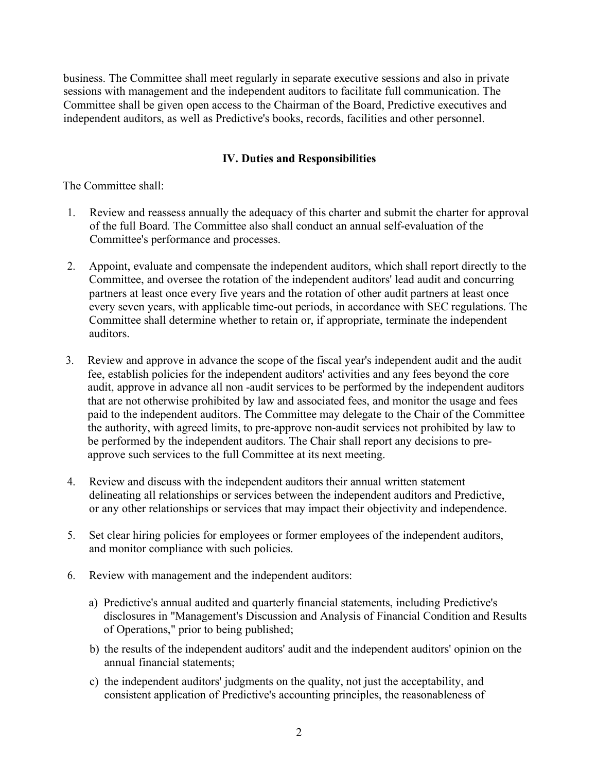business. The Committee shall meet regularly in separate executive sessions and also in private sessions with management and the independent auditors to facilitate full communication. The Committee shall be given open access to the Chairman of the Board, Predictive executives and independent auditors, as well as Predictive's books, records, facilities and other personnel.

## IV. Duties and Responsibilities

The Committee shall:

1. Review and reassess annually the adequacy of this charter and submit the charter for approval of the full Board. The Committee also shall conduct an annual self-evaluation of the Committee's performance and processes.

2. Appoint, evaluate and compensate the independent auditors, which shall report directly to the Committee, and oversee the rotation of the independent auditors' lead audit and concurring partners at least once every five years and the rotation of other audit partners at least once every seven years, with applicable time-out periods, in accordance with SEC regulations. The Committee shall determine whether to retain or, if appropriate, terminate the independent auditors.

3. Review and approve in advance the scope of the fiscal year's independent audit and the audit fee, establish policies for the independent auditors' activities and any fees beyond the core audit, approve in advance all non -audit services to be performed by the independent auditors that are not otherwise prohibited by law and associated fees, and monitor the usage and fees paid to the independent auditors. The Committee may delegate to the Chair of the Committee the authority, with agreed limits, to pre-approve non-audit services not prohibited by law to be performed by the independent auditors. The Chair shall report any decisions to pre-approve such services to the full Committee at its next meeting.

4. Review and discuss with the independent auditors their annual written statement delineating all relationships or services between the independent auditors and Predictive, or any other relationships or services that may impact their objectivity and independence.

5. Set clear hiring policies for employees or former employees of the independent auditors, and monitor compliance with such policies.

6. Review with management and the independent auditors:

   a) Predictive's annual audited and quarterly financial statements, including Predictive's disclosures in "Management's Discussion and Analysis of Financial Condition and Results of Operations," prior to being published;

   b) the results of the independent auditors' audit and the independent auditors' opinion on the annual financial statements;

   c) the independent auditors' judgments on the quality, not just the acceptability, and consistent application of Predictive's accounting principles, the reasonableness of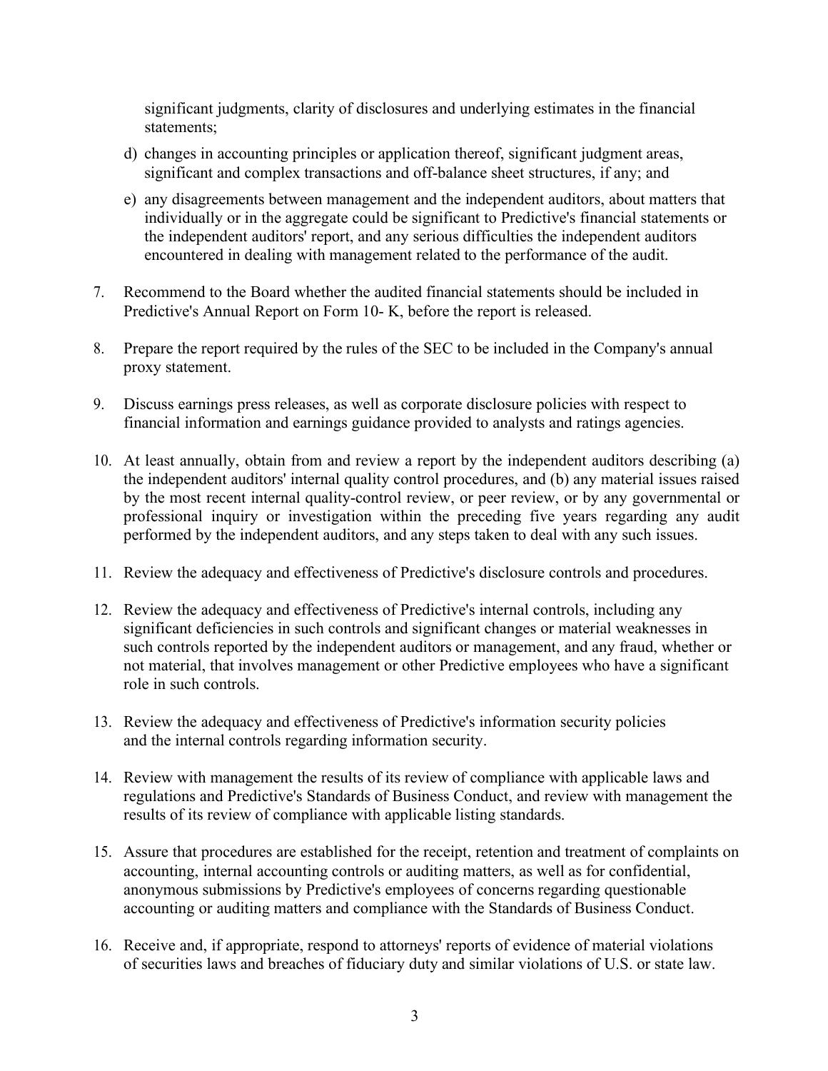significant judgments, clarity of disclosures and underlying estimates in the financial statements;

d) changes in accounting principles or application thereof, significant judgment areas, significant and complex transactions and off-balance sheet structures, if any; and

e) any disagreements between management and the independent auditors, about matters that individually or in the aggregate could be significant to Predictive's financial statements or the independent auditors' report, and any serious difficulties the independent auditors encountered in dealing with management related to the performance of the audit.

7. Recommend to the Board whether the audited financial statements should be included in Predictive's Annual Report on Form 10- K, before the report is released.

8. Prepare the report required by the rules of the SEC to be included in the Company's annual proxy statement.

9. Discuss earnings press releases, as well as corporate disclosure policies with respect to financial information and earnings guidance provided to analysts and ratings agencies.

10. At least annually, obtain from and review a report by the independent auditors describing (a) the independent auditors' internal quality control procedures, and (b) any material issues raised by the most recent internal quality-control review, or peer review, or by any governmental or professional inquiry or investigation within the preceding five years regarding any audit performed by the independent auditors, and any steps taken to deal with any such issues.

11. Review the adequacy and effectiveness of Predictive's disclosure controls and procedures.

12. Review the adequacy and effectiveness of Predictive's internal controls, including any significant deficiencies in such controls and significant changes or material weaknesses in such controls reported by the independent auditors or management, and any fraud, whether or not material, that involves management or other Predictive employees who have a significant role in such controls.

13. Review the adequacy and effectiveness of Predictive's information security policies and the internal controls regarding information security.

14. Review with management the results of its review of compliance with applicable laws and regulations and Predictive's Standards of Business Conduct, and review with management the results of its review of compliance with applicable listing standards.

15. Assure that procedures are established for the receipt, retention and treatment of complaints on accounting, internal accounting controls or auditing matters, as well as for confidential, anonymous submissions by Predictive's employees of concerns regarding questionable accounting or auditing matters and compliance with the Standards of Business Conduct.

16. Receive and, if appropriate, respond to attorneys' reports of evidence of material violations of securities laws and breaches of fiduciary duty and similar violations of U.S. or state law.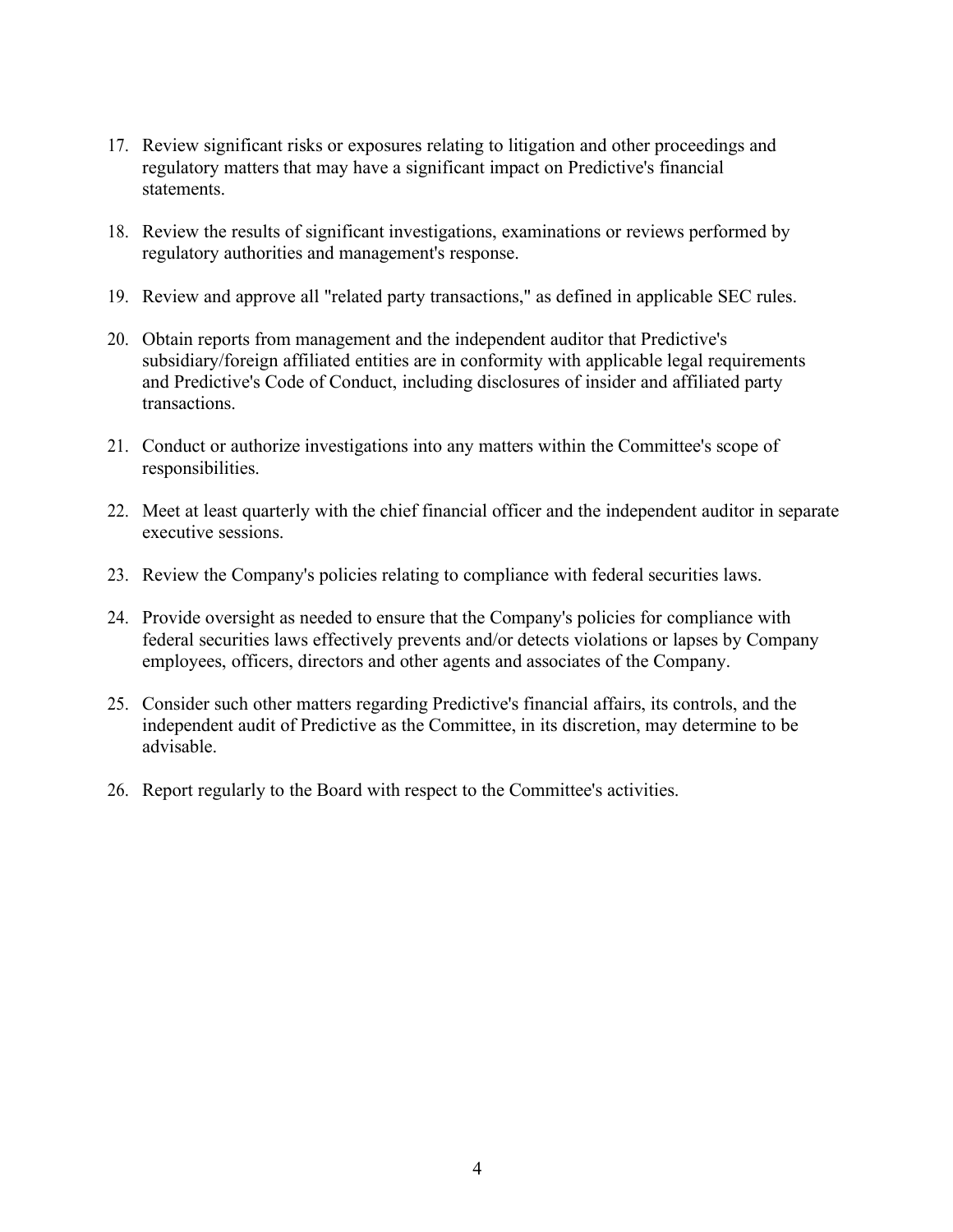17. Review significant risks or exposures relating to litigation and other proceedings and regulatory matters that may have a significant impact on Predictive's financial statements.

18. Review the results of significant investigations, examinations or reviews performed by regulatory authorities and management's response.

19. Review and approve all "related party transactions," as defined in applicable SEC rules.

20. Obtain reports from management and the independent auditor that Predictive's subsidiary/foreign affiliated entities are in conformity with applicable legal requirements and Predictive's Code of Conduct, including disclosures of insider and affiliated party transactions.

21. Conduct or authorize investigations into any matters within the Committee's scope of responsibilities.

22. Meet at least quarterly with the chief financial officer and the independent auditor in separate executive sessions.

23. Review the Company's policies relating to compliance with federal securities laws.

24. Provide oversight as needed to ensure that the Company's policies for compliance with federal securities laws effectively prevents and/or detects violations or lapses by Company employees, officers, directors and other agents and associates of the Company.

25. Consider such other matters regarding Predictive's financial affairs, its controls, and the independent audit of Predictive as the Committee, in its discretion, may determine to be advisable.

26. Report regularly to the Board with respect to the Committee's activities.